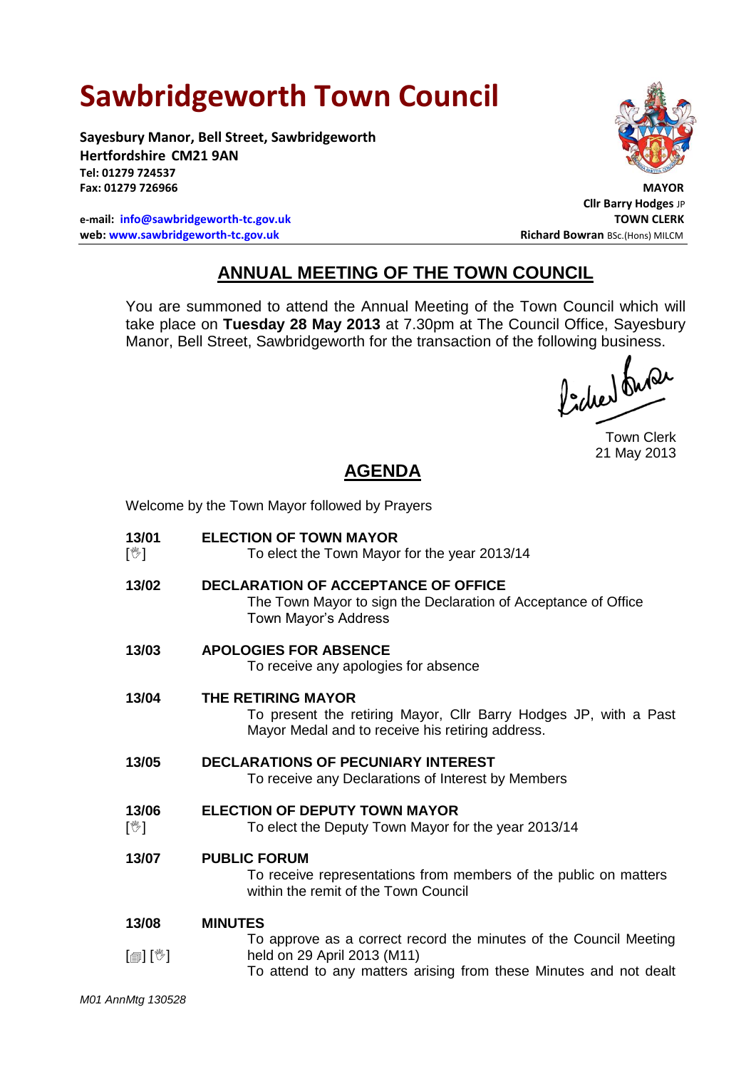# Sawbridgeworth Town Council

**Sayesbury Manor, Bell Street, Sawbridgeworth**
**Hertfordshire CM21 9AN**
**Tel: 01279 724537**
**Fax: 01279 726966**

**e-mail: info@sawbridgeworth-tc.gov.uk**
**web: www.sawbridgeworth-tc.gov.uk**

**MAYOR**
**Cllr Barry Hodges** JP
**TOWN CLERK**
**Richard Bowran** BSc.(Hons) MILCM

## ANNUAL MEETING OF THE TOWN COUNCIL

You are summoned to attend the Annual Meeting of the Town Council which will take place on **Tuesday 28 May 2013** at 7.30pm at The Council Office, Sayesbury Manor, Bell Street, Sawbridgeworth for the transaction of the following business.

Town Clerk
21 May 2013

## AGENDA

Welcome by the Town Mayor followed by Prayers

**13/01** [✋] **ELECTION OF TOWN MAYOR**
To elect the Town Mayor for the year 2013/14

**13/02** **DECLARATION OF ACCEPTANCE OF OFFICE**
The Town Mayor to sign the Declaration of Acceptance of Office
Town Mayor's Address

**13/03** **APOLOGIES FOR ABSENCE**
To receive any apologies for absence

**13/04** **THE RETIRING MAYOR**
To present the retiring Mayor, Cllr Barry Hodges JP, with a Past Mayor Medal and to receive his retiring address.

**13/05** **DECLARATIONS OF PECUNIARY INTEREST**
To receive any Declarations of Interest by Members

**13/06** [✋] **ELECTION OF DEPUTY TOWN MAYOR**
To elect the Deputy Town Mayor for the year 2013/14

**13/07** **PUBLIC FORUM**
To receive representations from members of the public on matters within the remit of the Town Council

**13/08** [📄] [✋] **MINUTES**
To approve as a correct record the minutes of the Council Meeting held on 29 April 2013 (M11)
To attend to any matters arising from these Minutes and not dealt

*M01 AnnMtg 130528*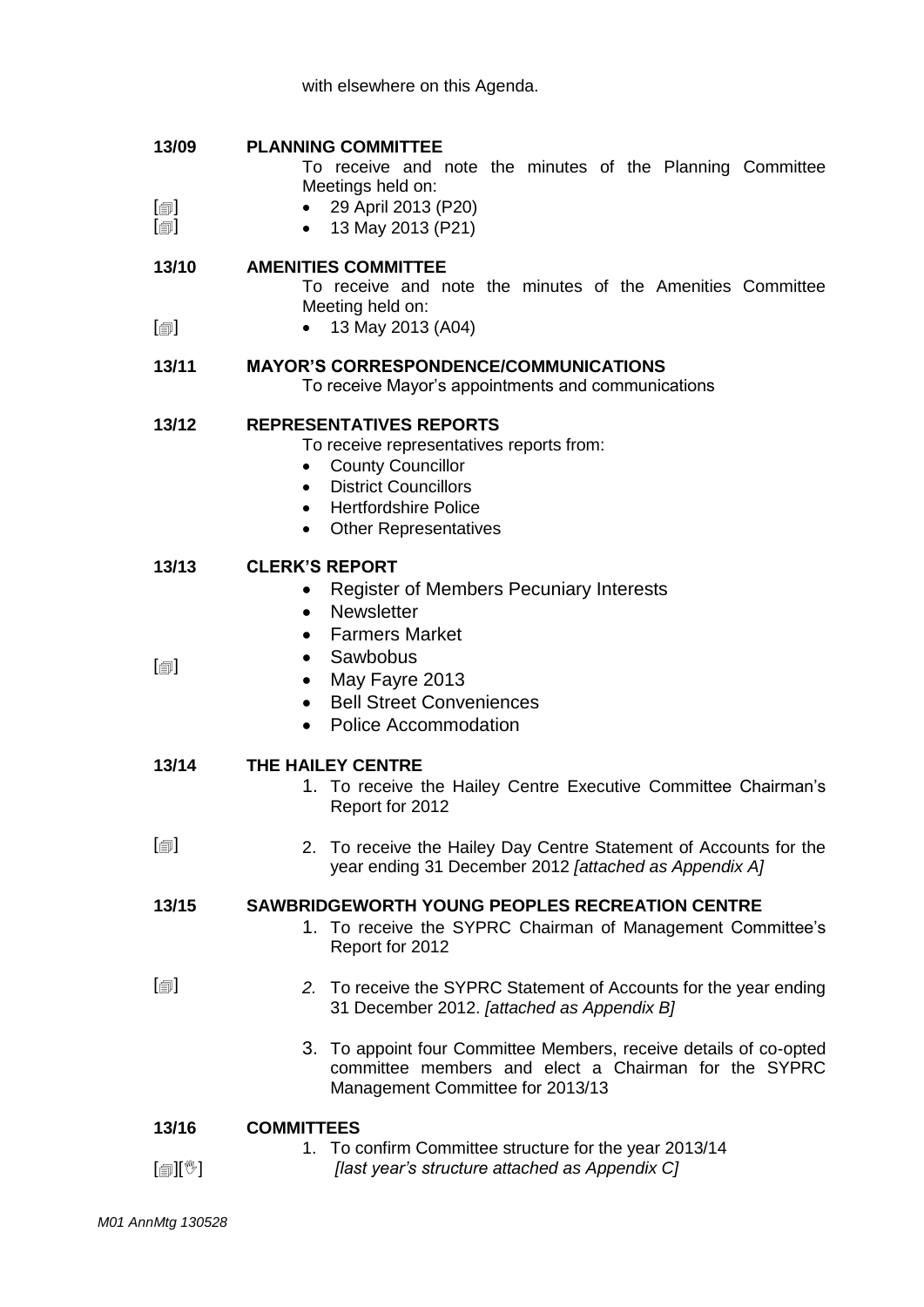with elsewhere on this Agenda.

**13/09 PLANNING COMMITTEE**

To receive and note the minutes of the Planning Committee Meetings held on:

[🗐] • 29 April 2013 (P20)
[🗐] • 13 May 2013 (P21)

**13/10 AMENITIES COMMITTEE**

To receive and note the minutes of the Amenities Committee Meeting held on:

[🗐] • 13 May 2013 (A04)

**13/11 MAYOR'S CORRESPONDENCE/COMMUNICATIONS**

To receive Mayor's appointments and communications

**13/12 REPRESENTATIVES REPORTS**

To receive representatives reports from:

- County Councillor
- District Councillors
- Hertfordshire Police
- Other Representatives

**13/13 CLERK'S REPORT**

[🗐]

- Register of Members Pecuniary Interests
- Newsletter
- Farmers Market
- Sawbobus
- May Fayre 2013
- Bell Street Conveniences
- Police Accommodation

**13/14 THE HAILEY CENTRE**

1. To receive the Hailey Centre Executive Committee Chairman's Report for 2012

[🗐] 2. To receive the Hailey Day Centre Statement of Accounts for the year ending 31 December 2012 *[attached as Appendix A]*

**13/15 SAWBRIDGEWORTH YOUNG PEOPLES RECREATION CENTRE**

1. To receive the SYPRC Chairman of Management Committee's Report for 2012

[🗐] *2.* To receive the SYPRC Statement of Accounts for the year ending 31 December 2012. *[attached as Appendix B]*

3. To appoint four Committee Members, receive details of co-opted committee members and elect a Chairman for the SYPRC Management Committee for 2013/13

**13/16 COMMITTEES**

1. To confirm Committee structure for the year 2013/14

[🗐][🖑] *[last year's structure attached as Appendix C]*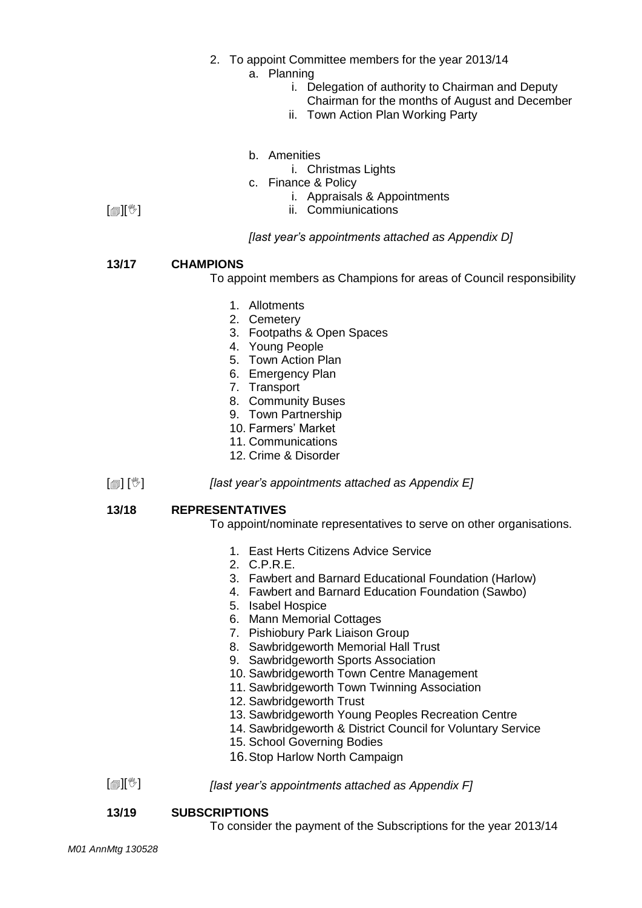2. To appoint Committee members for the year 2013/14
    a. Planning
        i. Delegation of authority to Chairman and Deputy Chairman for the months of August and December
        ii. Town Action Plan Working Party
    b. Amenities
        i. Christmas Lights
    c. Finance & Policy
        i. Appraisals & Appointments
        ii. Commiunications

[🗐][✋]

*[last year's appointments attached as Appendix D]*

**13/17 CHAMPIONS**

To appoint members as Champions for areas of Council responsibility

1. Allotments
2. Cemetery
3. Footpaths & Open Spaces
4. Young People
5. Town Action Plan
6. Emergency Plan
7. Transport
8. Community Buses
9. Town Partnership
10. Farmers' Market
11. Communications
12. Crime & Disorder

[🗐] [✋] *[last year's appointments attached as Appendix E]*

**13/18 REPRESENTATIVES**

To appoint/nominate representatives to serve on other organisations.

1. East Herts Citizens Advice Service
2. C.P.R.E.
3. Fawbert and Barnard Educational Foundation (Harlow)
4. Fawbert and Barnard Education Foundation (Sawbo)
5. Isabel Hospice
6. Mann Memorial Cottages
7. Pishiobury Park Liaison Group
8. Sawbridgeworth Memorial Hall Trust
9. Sawbridgeworth Sports Association
10. Sawbridgeworth Town Centre Management
11. Sawbridgeworth Town Twinning Association
12. Sawbridgeworth Trust
13. Sawbridgeworth Young Peoples Recreation Centre
14. Sawbridgeworth & District Council for Voluntary Service
15. School Governing Bodies
16. Stop Harlow North Campaign

[🗐][✋] *[last year's appointments attached as Appendix F]*

**13/19 SUBSCRIPTIONS**

To consider the payment of the Subscriptions for the year 2013/14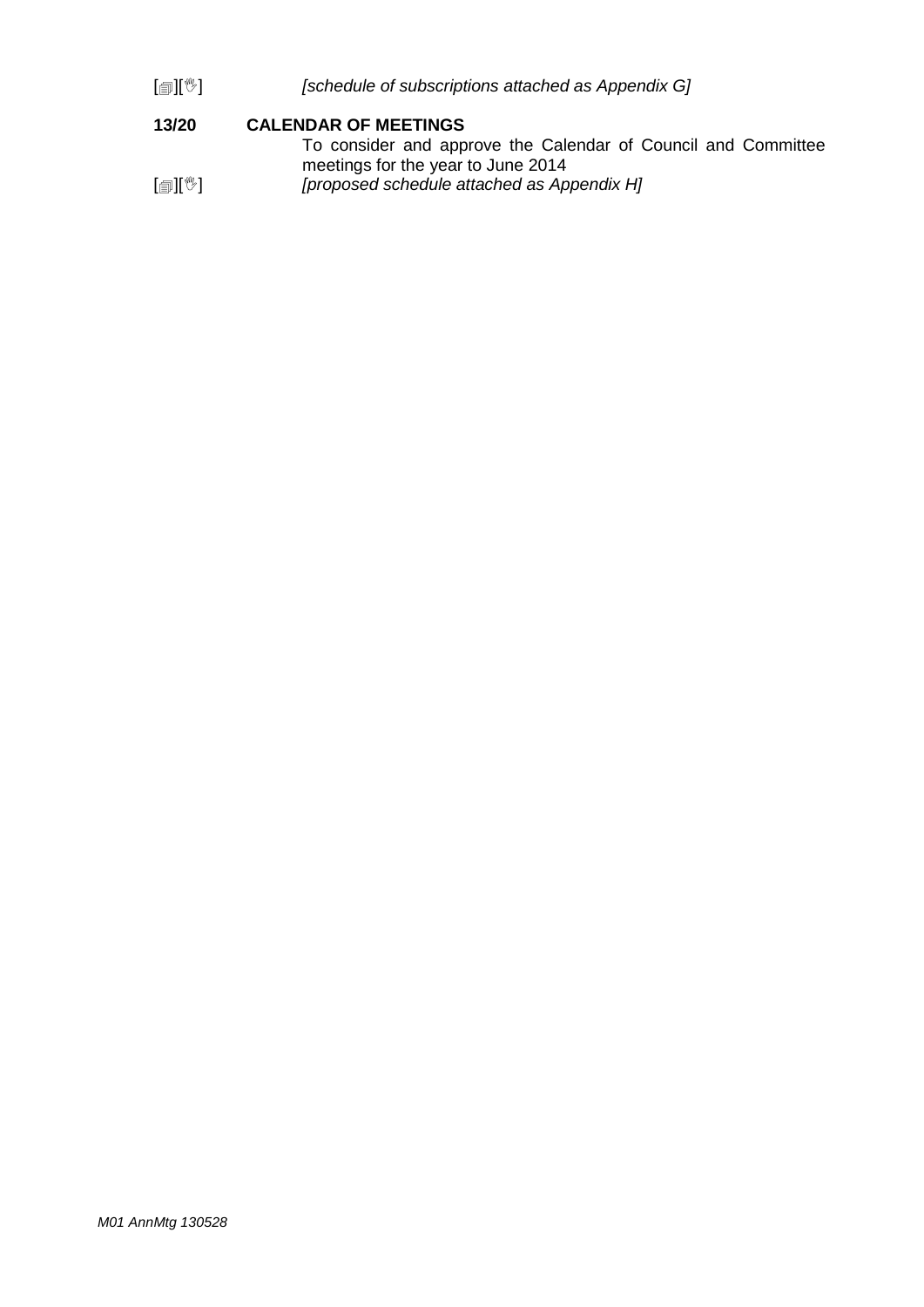[🗐][✋] *[schedule of subscriptions attached as Appendix G]*

**13/20 CALENDAR OF MEETINGS**

To consider and approve the Calendar of Council and Committee meetings for the year to June 2014

[🗐][✋] *[proposed schedule attached as Appendix H]*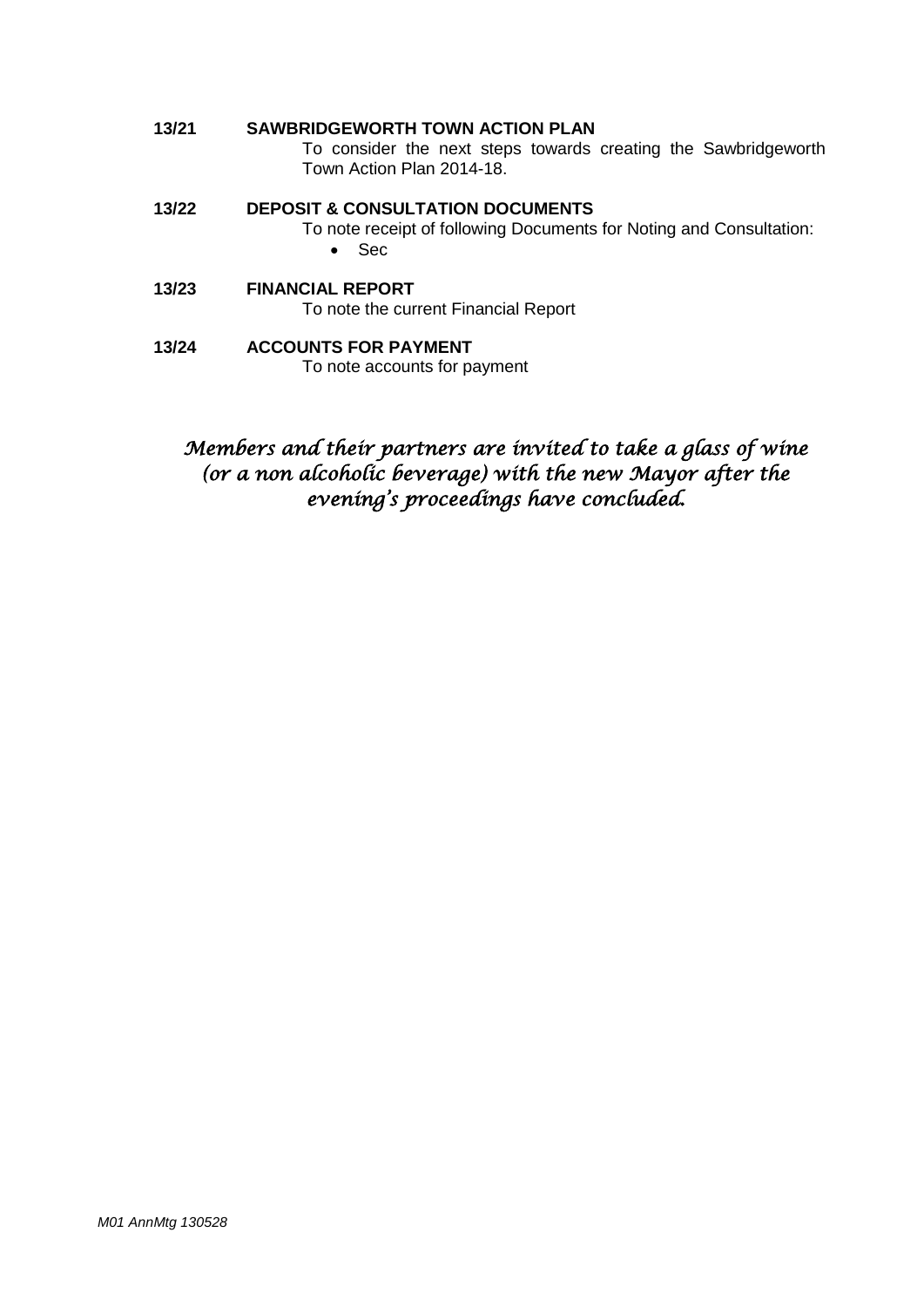**13/21 SAWBRIDGEWORTH TOWN ACTION PLAN**

To consider the next steps towards creating the Sawbridgeworth Town Action Plan 2014-18.

**13/22 DEPOSIT & CONSULTATION DOCUMENTS**

To note receipt of following Documents for Noting and Consultation:

- Sec

**13/23 FINANCIAL REPORT**

To note the current Financial Report

**13/24 ACCOUNTS FOR PAYMENT**

To note accounts for payment

*Members and their partners are invited to take a glass of wine (or a non alcoholic beverage) with the new Mayor after the evening's proceedings have concluded.*

*M01 AnnMtg 130528*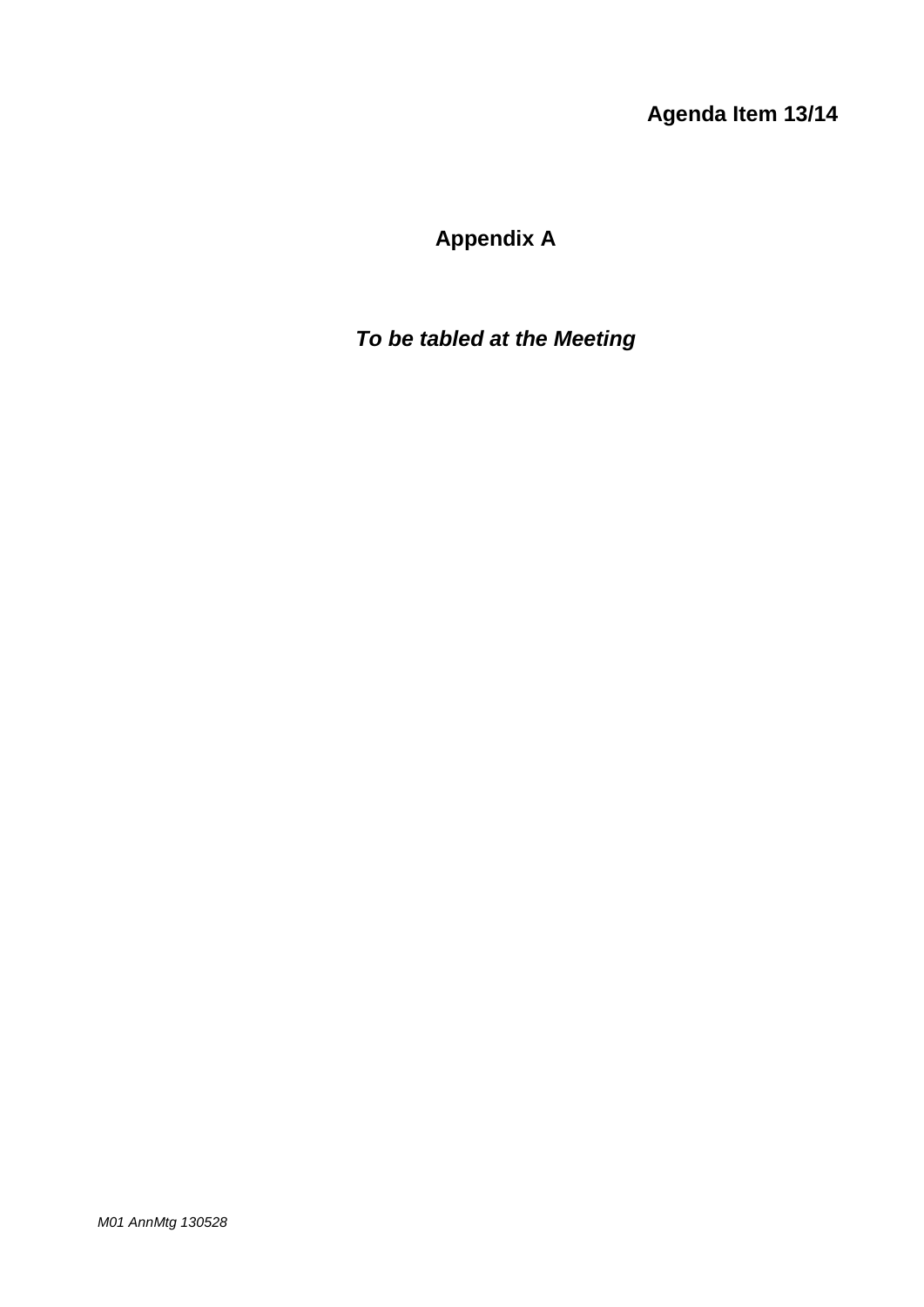**Agenda Item 13/14**

# Appendix A

***To be tabled at the Meeting***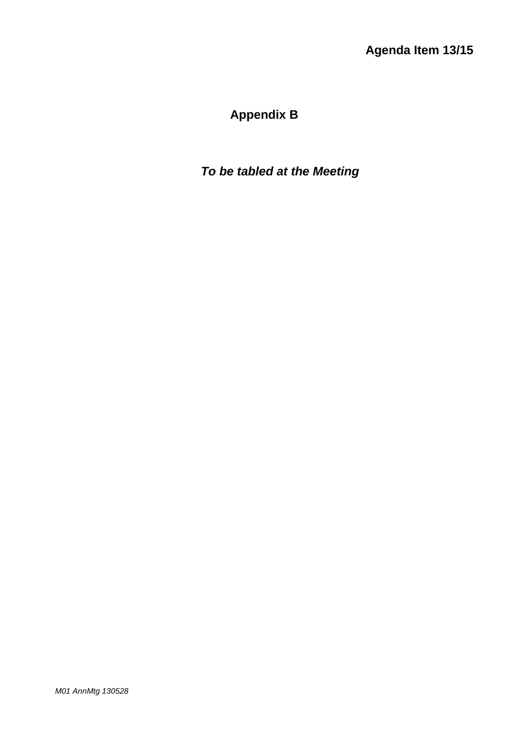**Agenda Item 13/15**

## Appendix B

***To be tabled at the Meeting***

*M01 AnnMtg 130528*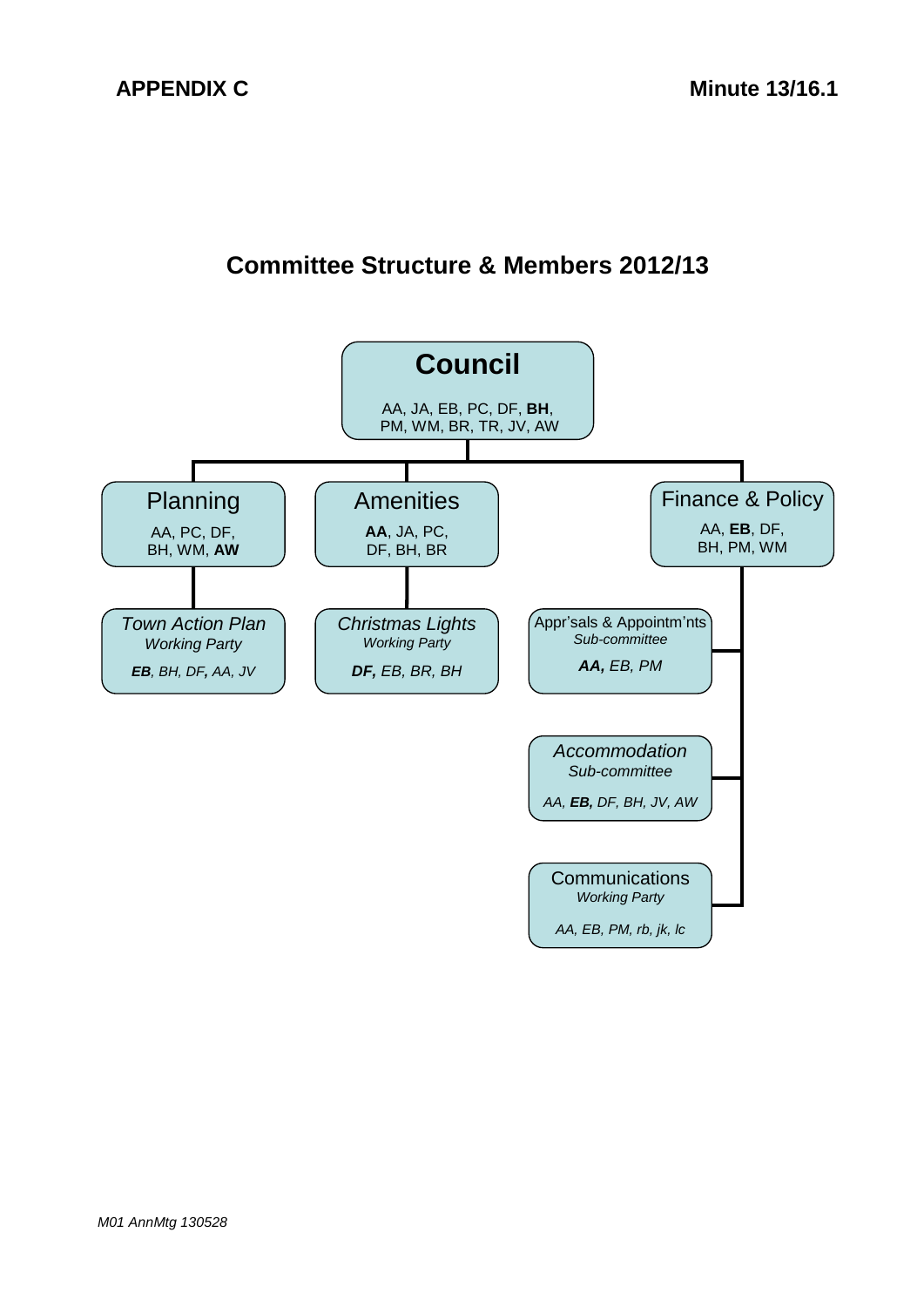**APPENDIX C** **Minute 13/16.1**

## Committee Structure & Members 2012/13

### Council

AA, JA, EB, PC, DF, **BH**, PM, WM, BR, TR, JV, AW

#### Planning

AA, PC, DF, BH, WM, **AW**

- *Town Action Plan Working Party*
  ***EB**, BH, DF, AA, JV*

#### Amenities

**AA**, JA, PC, DF, BH, BR

- *Christmas Lights Working Party*
  ***DF**, EB, BR, BH*

#### Finance & Policy

AA, **EB**, DF, BH, PM, WM

- Appr'sals & Appointm'nts *Sub-committee*
  ***AA**, EB, PM*
- *Accommodation Sub-committee*
  *AA, **EB**, DF, BH, JV, AW*
- Communications *Working Party*
  *AA, EB, PM, rb, jk, lc*

*M01 AnnMtg 130528*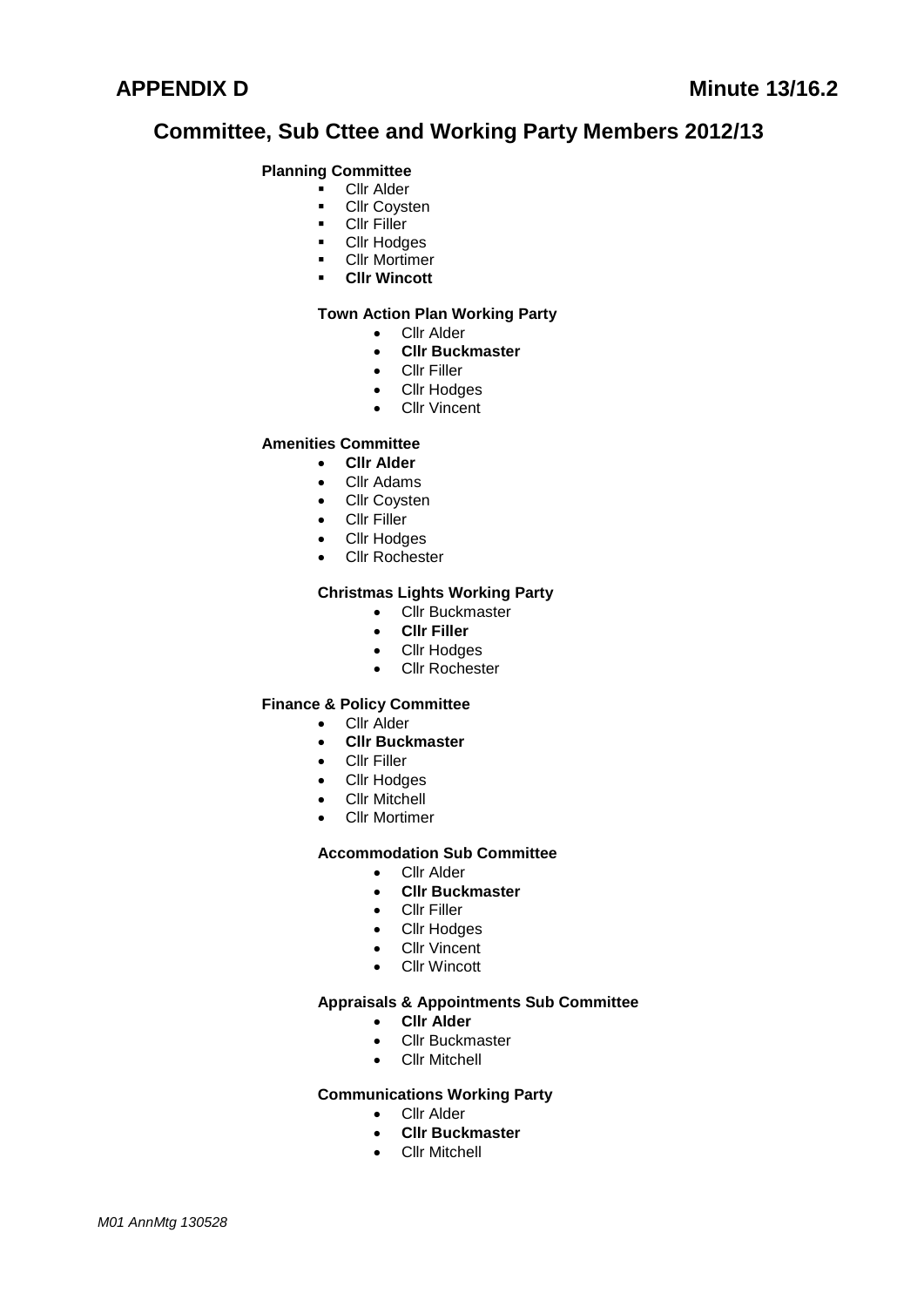**APPENDIX D** **Minute 13/16.2**

# Committee, Sub Cttee and Working Party Members 2012/13

**Planning Committee**

- Cllr Alder
- Cllr Coysten
- Cllr Filler
- Cllr Hodges
- Cllr Mortimer
- **Cllr Wincott**

**Town Action Plan Working Party**

- Cllr Alder
- **Cllr Buckmaster**
- Cllr Filler
- Cllr Hodges
- Cllr Vincent

**Amenities Committee**

- **Cllr Alder**
- Cllr Adams
- Cllr Coysten
- Cllr Filler
- Cllr Hodges
- Cllr Rochester

**Christmas Lights Working Party**

- Cllr Buckmaster
- **Cllr Filler**
- Cllr Hodges
- Cllr Rochester

**Finance & Policy Committee**

- Cllr Alder
- **Cllr Buckmaster**
- Cllr Filler
- Cllr Hodges
- Cllr Mitchell
- Cllr Mortimer

**Accommodation Sub Committee**

- Cllr Alder
- **Cllr Buckmaster**
- Cllr Filler
- Cllr Hodges
- Cllr Vincent
- Cllr Wincott

**Appraisals & Appointments Sub Committee**

- **Cllr Alder**
- Cllr Buckmaster
- Cllr Mitchell

**Communications Working Party**

- Cllr Alder
- **Cllr Buckmaster**
- Cllr Mitchell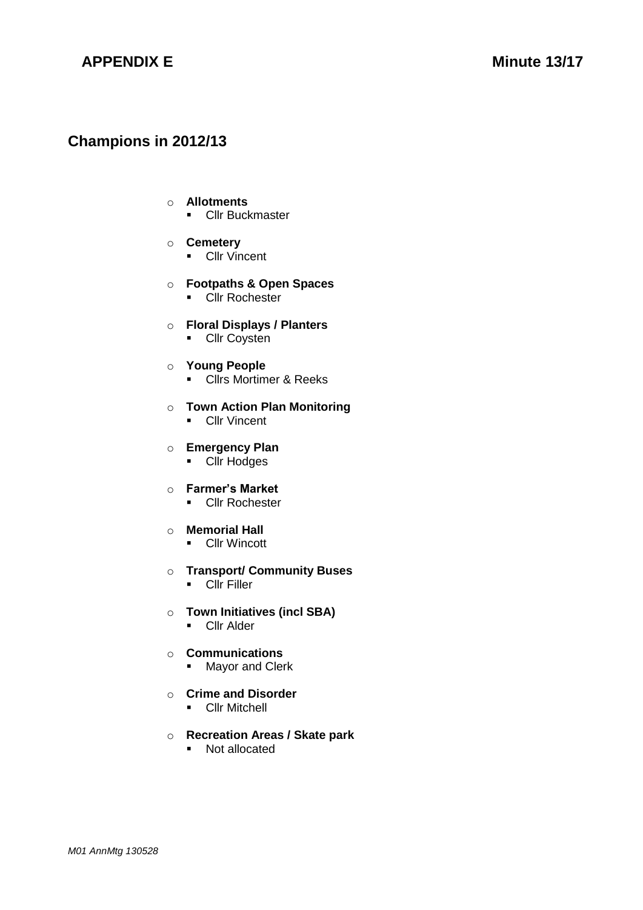**APPENDIX E** **Minute 13/17**

## Champions in 2012/13

- **Allotments**
  - Cllr Buckmaster
- **Cemetery**
  - Cllr Vincent
- **Footpaths & Open Spaces**
  - Cllr Rochester
- **Floral Displays / Planters**
  - Cllr Coysten
- **Young People**
  - Cllrs Mortimer & Reeks
- **Town Action Plan Monitoring**
  - Cllr Vincent
- **Emergency Plan**
  - Cllr Hodges
- **Farmer's Market**
  - Cllr Rochester
- **Memorial Hall**
  - Cllr Wincott
- **Transport/ Community Buses**
  - Cllr Filler
- **Town Initiatives (incl SBA)**
  - Cllr Alder
- **Communications**
  - Mayor and Clerk
- **Crime and Disorder**
  - Cllr Mitchell
- **Recreation Areas / Skate park**
  - Not allocated

*M01 AnnMtg 130528*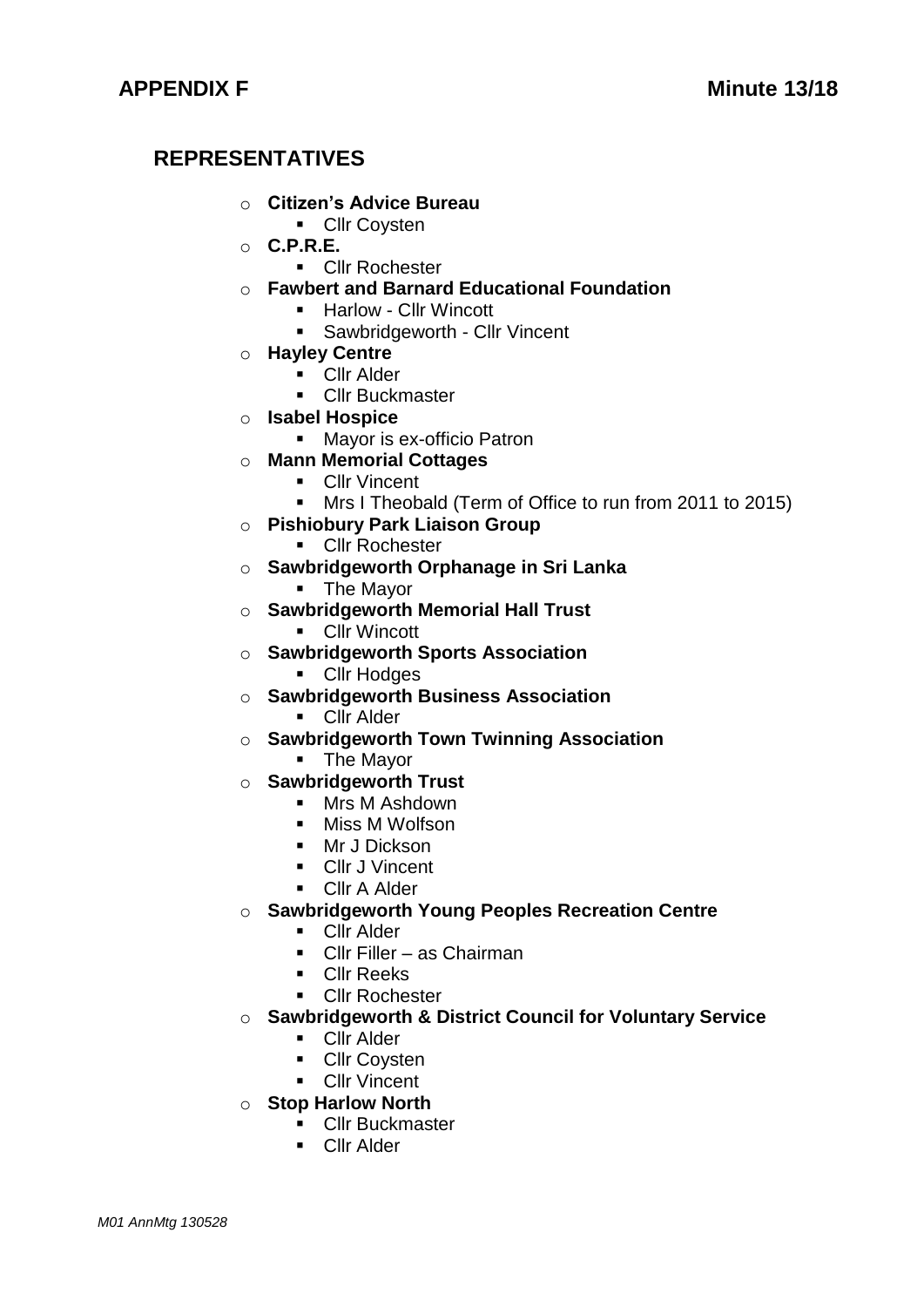**APPENDIX F** **Minute 13/18**

## REPRESENTATIVES

- **Citizen's Advice Bureau**
  - Cllr Coysten
- **C.P.R.E.**
  - Cllr Rochester
- **Fawbert and Barnard Educational Foundation**
  - Harlow - Cllr Wincott
  - Sawbridgeworth - Cllr Vincent
- **Hayley Centre**
  - Cllr Alder
  - Cllr Buckmaster
- **Isabel Hospice**
  - Mayor is ex-officio Patron
- **Mann Memorial Cottages**
  - Cllr Vincent
  - Mrs I Theobald (Term of Office to run from 2011 to 2015)
- **Pishiobury Park Liaison Group**
  - Cllr Rochester
- **Sawbridgeworth Orphanage in Sri Lanka**
  - The Mayor
- **Sawbridgeworth Memorial Hall Trust**
  - Cllr Wincott
- **Sawbridgeworth Sports Association**
  - Cllr Hodges
- **Sawbridgeworth Business Association**
  - Cllr Alder
- **Sawbridgeworth Town Twinning Association**
  - The Mayor
- **Sawbridgeworth Trust**
  - Mrs M Ashdown
  - Miss M Wolfson
  - Mr J Dickson
  - Cllr J Vincent
  - Cllr A Alder
- **Sawbridgeworth Young Peoples Recreation Centre**
  - Cllr Alder
  - Cllr Filler – as Chairman
  - Cllr Reeks
  - Cllr Rochester
- **Sawbridgeworth & District Council for Voluntary Service**
  - Cllr Alder
  - Cllr Coysten
  - Cllr Vincent
- **Stop Harlow North**
  - Cllr Buckmaster
  - Cllr Alder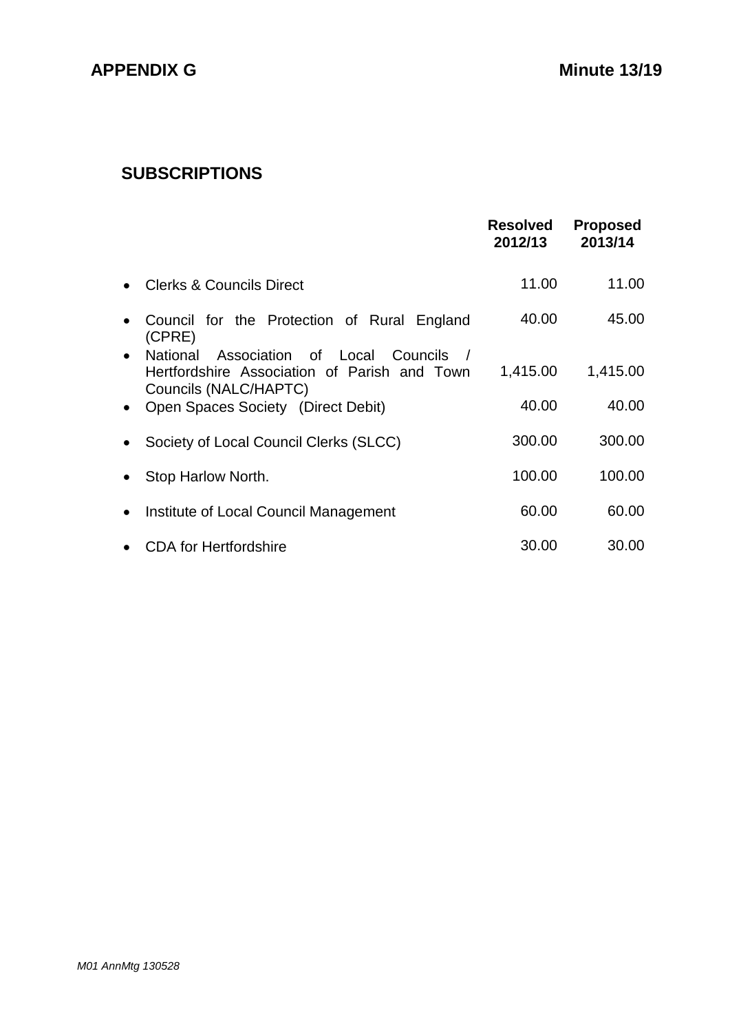**APPENDIX G** **Minute 13/19**

## SUBSCRIPTIONS

| | Resolved 2012/13 | Proposed 2013/14 |
|---|---|---|
| • Clerks & Councils Direct | 11.00 | 11.00 |
| • Council for the Protection of Rural England (CPRE) | 40.00 | 45.00 |
| • National Association of Local Councils / Hertfordshire Association of Parish and Town Councils (NALC/HAPTC) | 1,415.00 | 1,415.00 |
| • Open Spaces Society (Direct Debit) | 40.00 | 40.00 |
| • Society of Local Council Clerks (SLCC) | 300.00 | 300.00 |
| • Stop Harlow North. | 100.00 | 100.00 |
| • Institute of Local Council Management | 60.00 | 60.00 |
| • CDA for Hertfordshire | 30.00 | 30.00 |

*M01 AnnMtg 130528*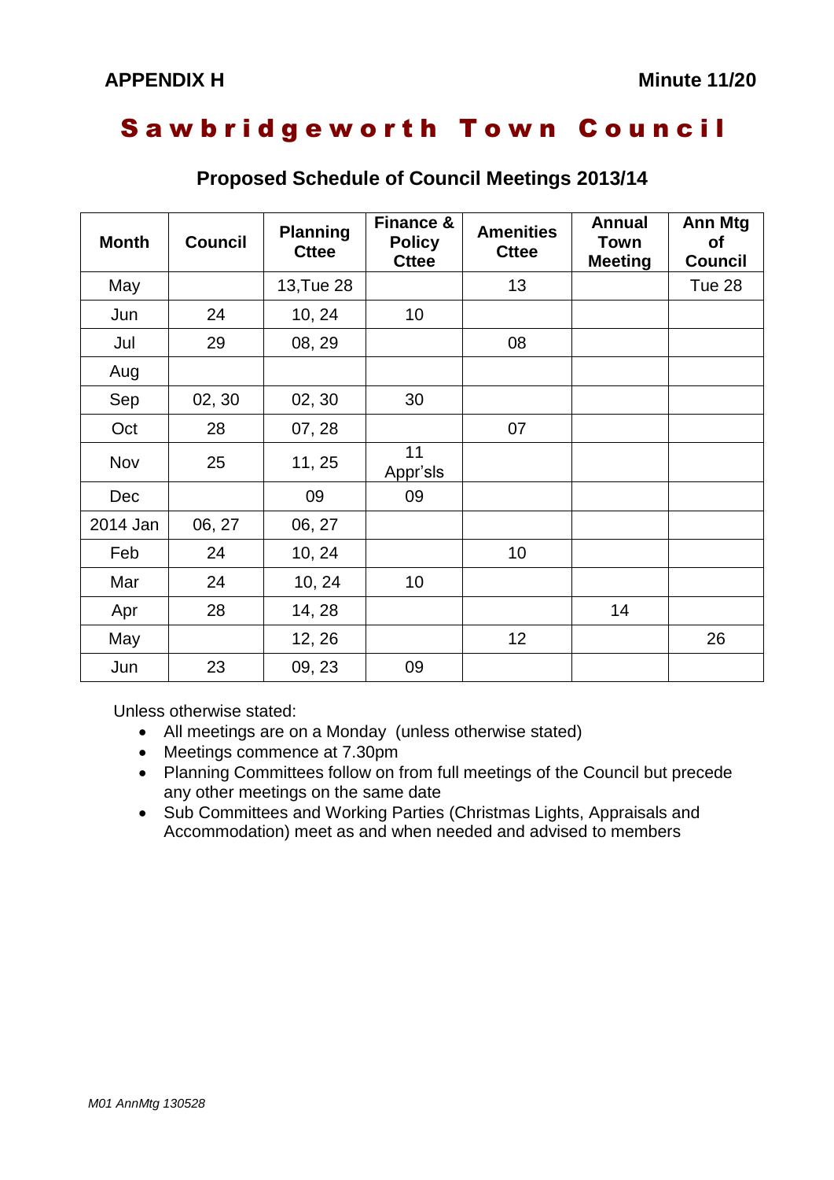**APPENDIX H** **Minute 11/20**

# Sawbridgeworth Town Council

## Proposed Schedule of Council Meetings 2013/14

| Month | Council | Planning Cttee | Finance & Policy Cttee | Amenities Cttee | Annual Town Meeting | Ann Mtg of Council |
|---|---|---|---|---|---|---|
| May | | 13,Tue 28 | | 13 | | Tue 28 |
| Jun | 24 | 10, 24 | 10 | | | |
| Jul | 29 | 08, 29 | | 08 | | |
| Aug | | | | | | |
| Sep | 02, 30 | 02, 30 | 30 | | | |
| Oct | 28 | 07, 28 | | 07 | | |
| Nov | 25 | 11, 25 | 11 Appr'sls | | | |
| Dec | | 09 | 09 | | | |
| 2014 Jan | 06, 27 | 06, 27 | | | | |
| Feb | 24 | 10, 24 | | 10 | | |
| Mar | 24 | 10, 24 | 10 | | | |
| Apr | 28 | 14, 28 | | | 14 | |
| May | | 12, 26 | | 12 | | 26 |
| Jun | 23 | 09, 23 | 09 | | | |

Unless otherwise stated:

- All meetings are on a Monday (unless otherwise stated)
- Meetings commence at 7.30pm
- Planning Committees follow on from full meetings of the Council but precede any other meetings on the same date
- Sub Committees and Working Parties (Christmas Lights, Appraisals and Accommodation) meet as and when needed and advised to members

*M01 AnnMtg 130528*